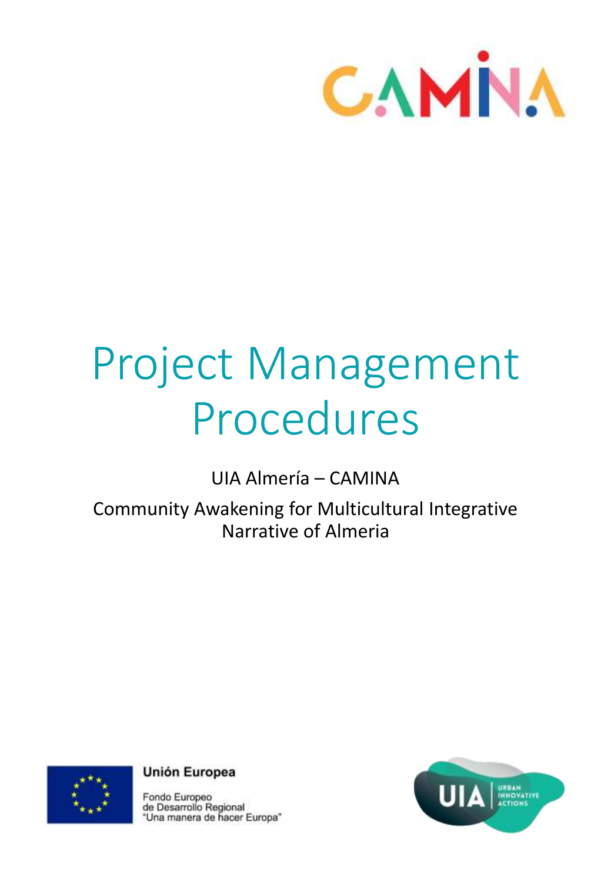CAMINA

# Project Management Procedures

UIA Almería – CAMINA

Community Awakening for Multicultural Integrative Narrative of Almeria

Unión Europea

Fondo Europeo de Desarrollo Regional
"Una manera de hacer Europa"

UIA URBAN INNOVATIVE ACTIONS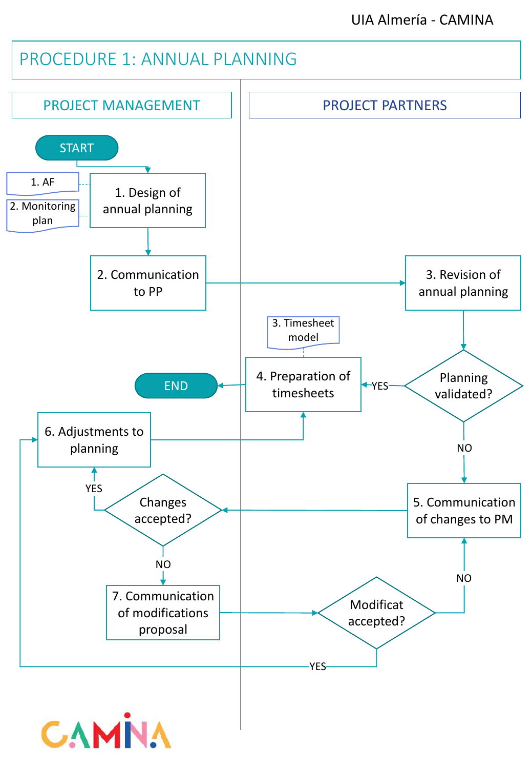UIA Almería - CAMINA

# PROCEDURE 1: ANNUAL PLANNING

| PROJECT MANAGEMENT | PROJECT PARTNERS |
| --- | --- |

START

1. AF
2. Monitoring plan

1. Design of annual planning

2. Communication to PP

3. Revision of annual planning

Planning validated?

YES → 3. Timesheet model — 4. Preparation of timesheets → END

NO → 5. Communication of changes to PM

Changes accepted?

YES → 6. Adjustments to planning → 4. Preparation of timesheets

NO → 7. Communication of modifications proposal

Modificat accepted?

YES → 6. Adjustments to planning

NO → 5. Communication of changes to PM

CAMINA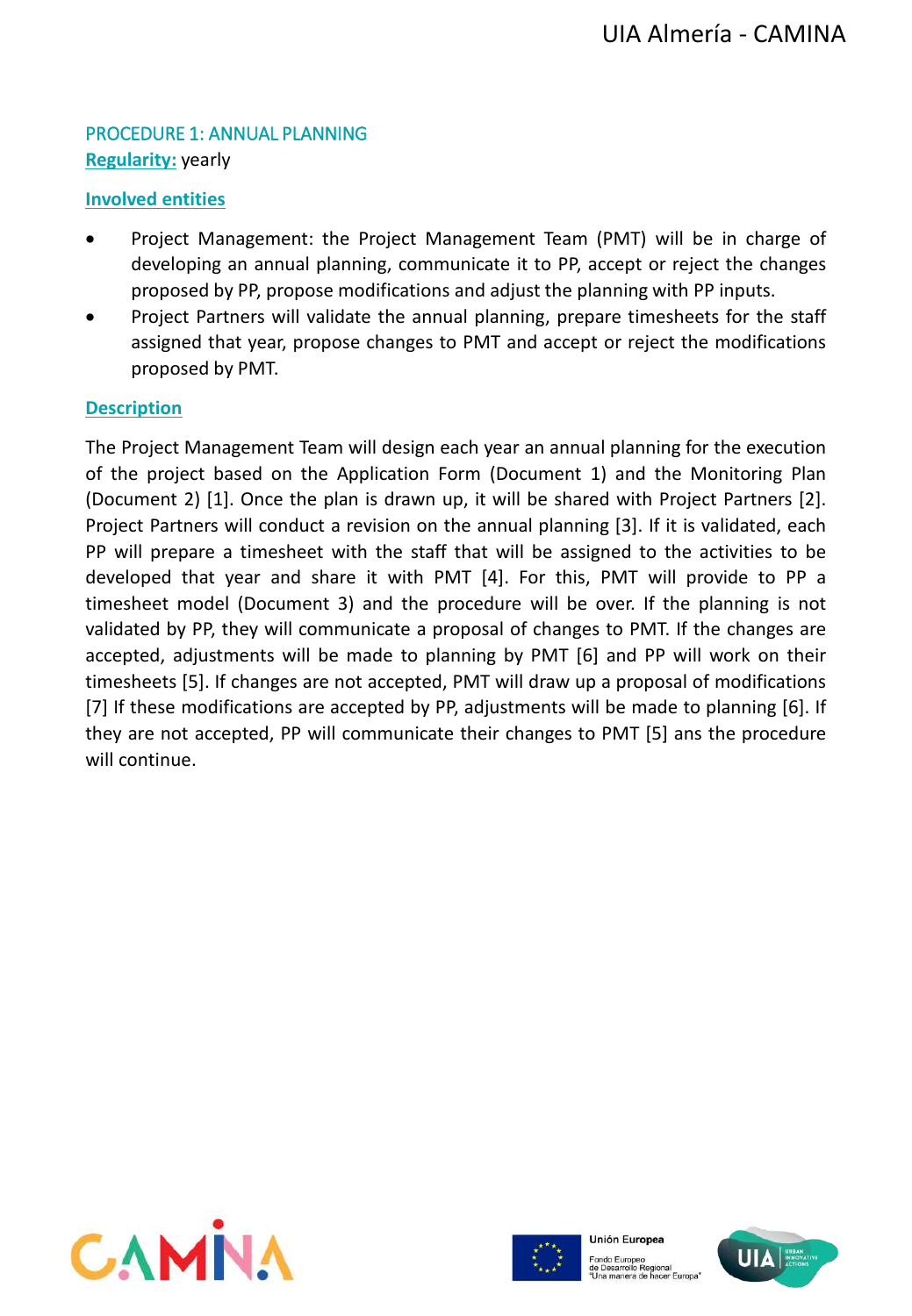## PROCEDURE 1: ANNUAL PLANNING

**Regularity:** yearly

**Involved entities**

- Project Management: the Project Management Team (PMT) will be in charge of developing an annual planning, communicate it to PP, accept or reject the changes proposed by PP, propose modifications and adjust the planning with PP inputs.
- Project Partners will validate the annual planning, prepare timesheets for the staff assigned that year, propose changes to PMT and accept or reject the modifications proposed by PMT.

**Description**

The Project Management Team will design each year an annual planning for the execution of the project based on the Application Form (Document 1) and the Monitoring Plan (Document 2) [1]. Once the plan is drawn up, it will be shared with Project Partners [2]. Project Partners will conduct a revision on the annual planning [3]. If it is validated, each PP will prepare a timesheet with the staff that will be assigned to the activities to be developed that year and share it with PMT [4]. For this, PMT will provide to PP a timesheet model (Document 3) and the procedure will be over. If the planning is not validated by PP, they will communicate a proposal of changes to PMT. If the changes are accepted, adjustments will be made to planning by PMT [6] and PP will work on their timesheets [5]. If changes are not accepted, PMT will draw up a proposal of modifications [7] If these modifications are accepted by PP, adjustments will be made to planning [6]. If they are not accepted, PP will communicate their changes to PMT [5] ans the procedure will continue.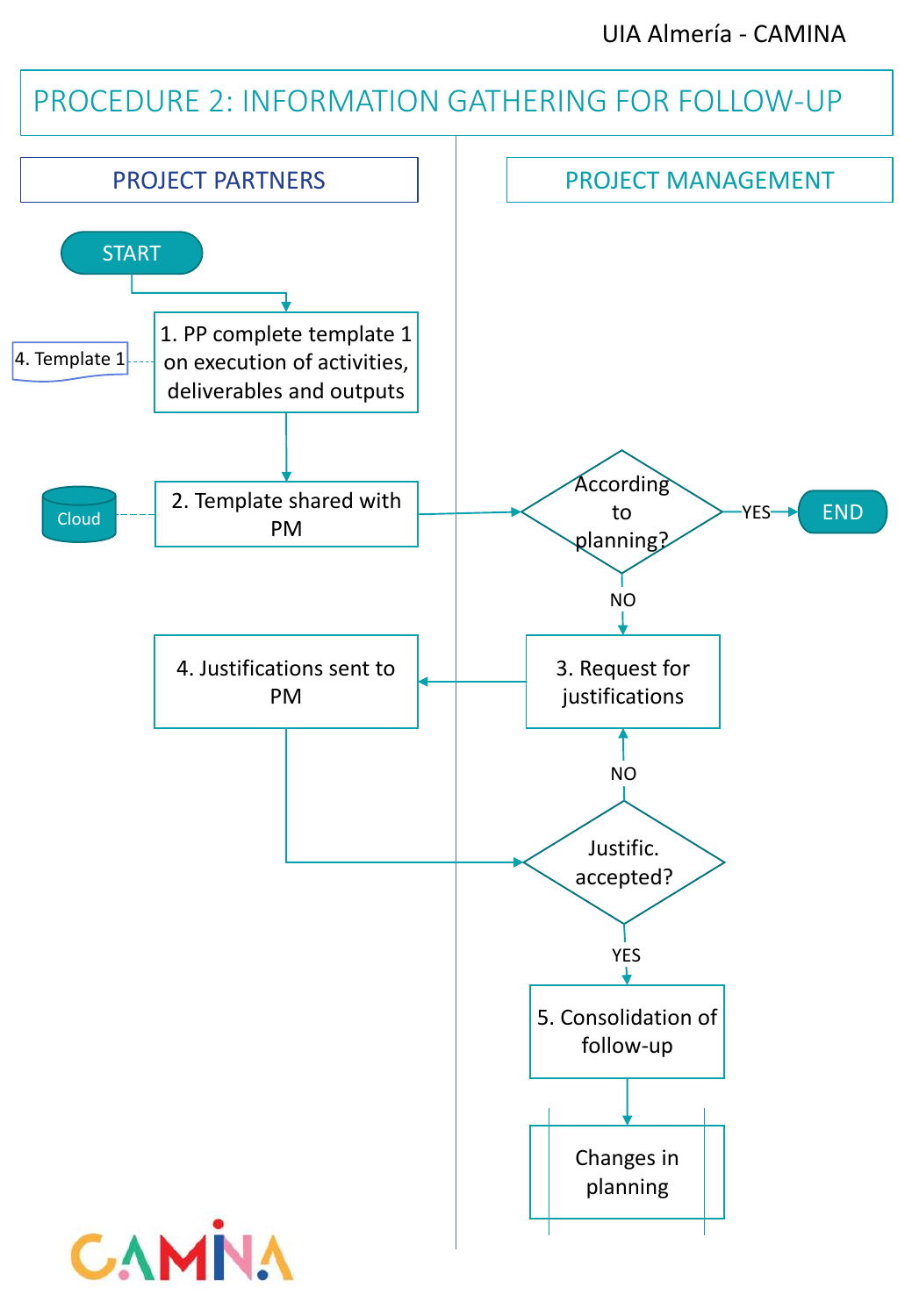UIA Almería - CAMINA

# PROCEDURE 2: INFORMATION GATHERING FOR FOLLOW-UP

| PROJECT PARTNERS | PROJECT MANAGEMENT |
| --- | --- |

START

1. PP complete template 1 on execution of activities, deliverables and outputs

4. Template 1

2. Template shared with PM

Cloud

According to planning?

YES

END

NO

3. Request for justifications

4. Justifications sent to PM

NO

Justific. accepted?

YES

5. Consolidation of follow-up

Changes in planning

CAMINA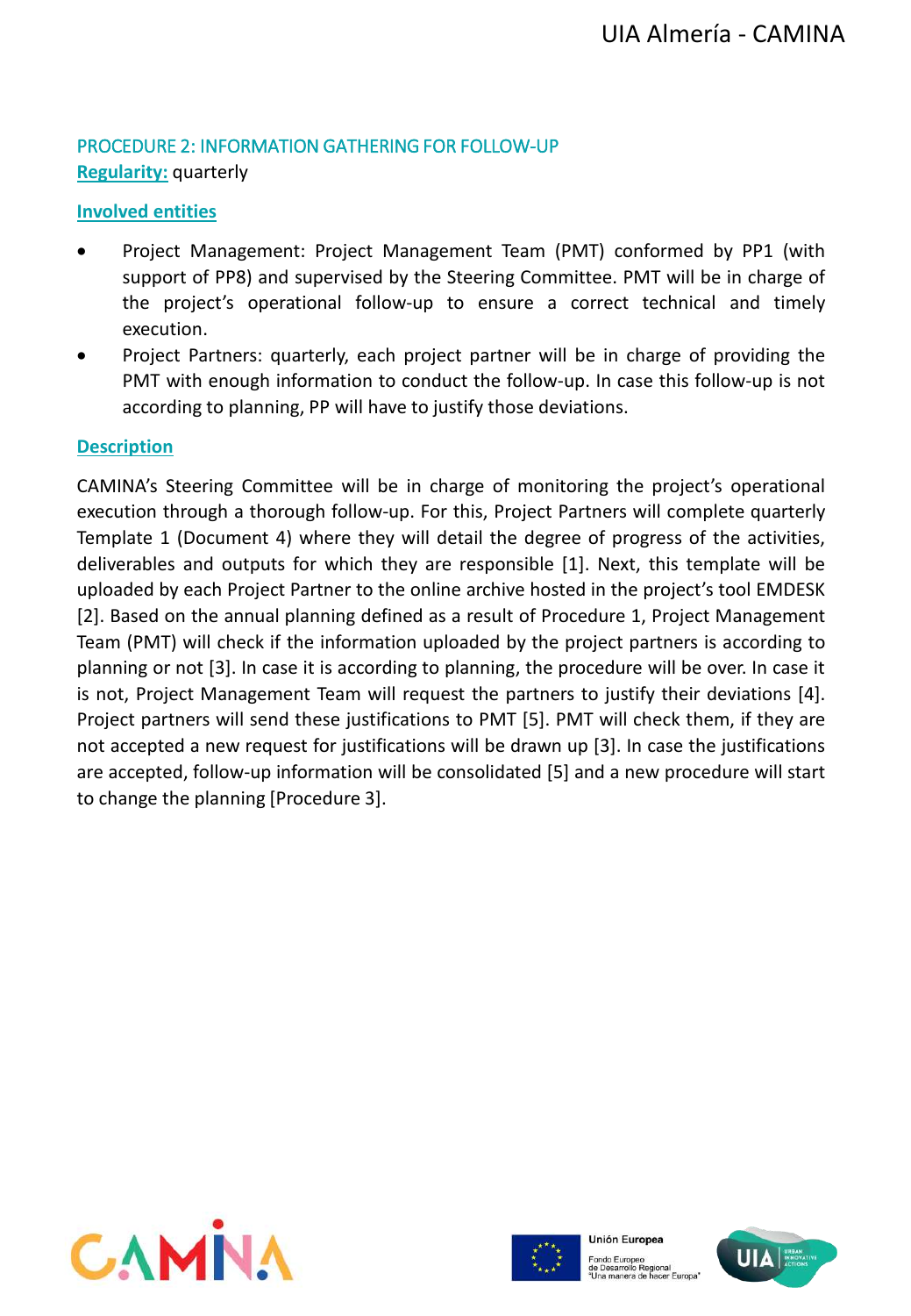### PROCEDURE 2: INFORMATION GATHERING FOR FOLLOW-UP

**Regularity:** quarterly

**Involved entities**

- Project Management: Project Management Team (PMT) conformed by PP1 (with support of PP8) and supervised by the Steering Committee. PMT will be in charge of the project's operational follow-up to ensure a correct technical and timely execution.
- Project Partners: quarterly, each project partner will be in charge of providing the PMT with enough information to conduct the follow-up. In case this follow-up is not according to planning, PP will have to justify those deviations.

**Description**

CAMINA's Steering Committee will be in charge of monitoring the project's operational execution through a thorough follow-up. For this, Project Partners will complete quarterly Template 1 (Document 4) where they will detail the degree of progress of the activities, deliverables and outputs for which they are responsible [1]. Next, this template will be uploaded by each Project Partner to the online archive hosted in the project's tool EMDESK [2]. Based on the annual planning defined as a result of Procedure 1, Project Management Team (PMT) will check if the information uploaded by the project partners is according to planning or not [3]. In case it is according to planning, the procedure will be over. In case it is not, Project Management Team will request the partners to justify their deviations [4]. Project partners will send these justifications to PMT [5]. PMT will check them, if they are not accepted a new request for justifications will be drawn up [3]. In case the justifications are accepted, follow-up information will be consolidated [5] and a new procedure will start to change the planning [Procedure 3].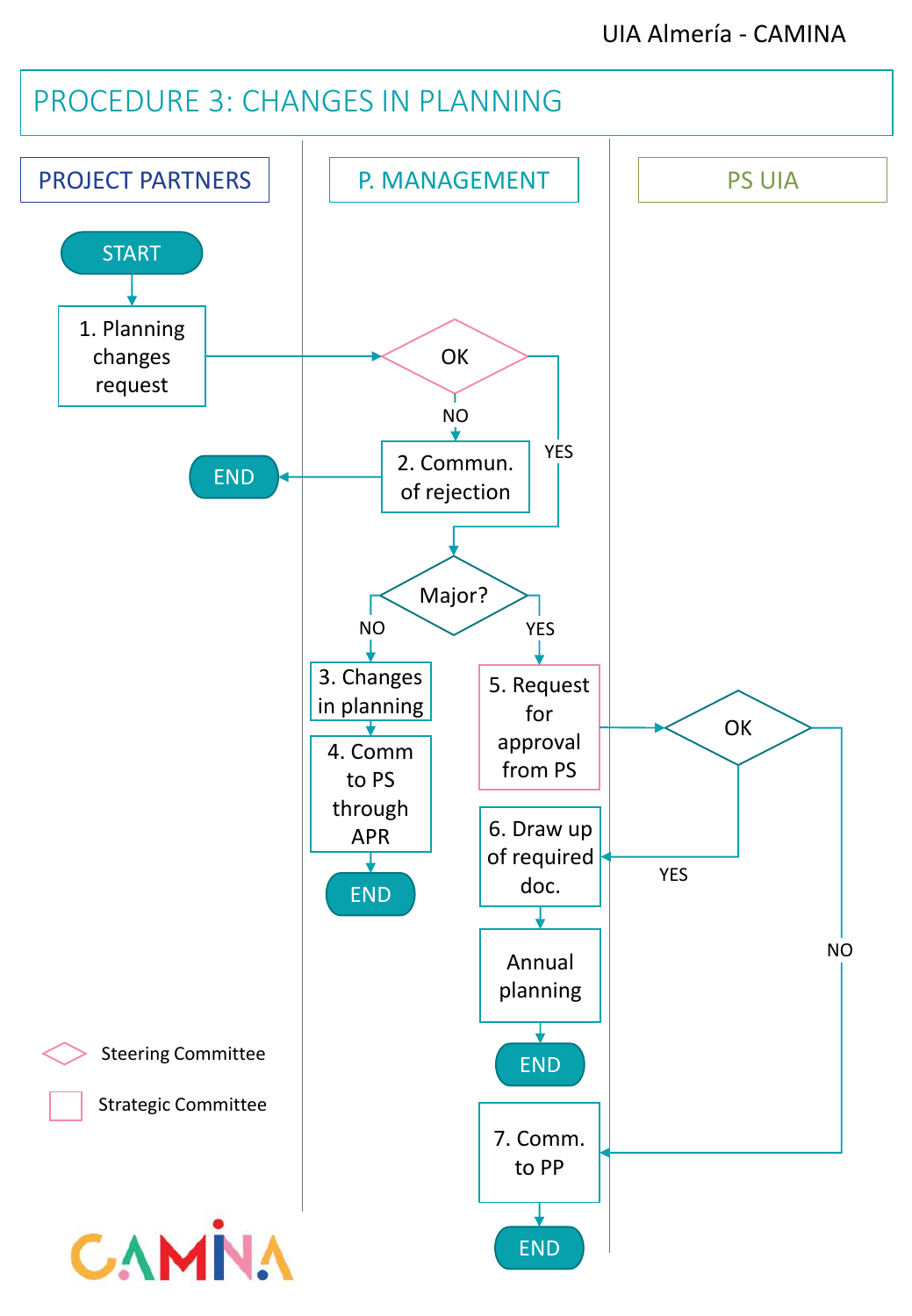# PROCEDURE 3: CHANGES IN PLANNING

| PROJECT PARTNERS | P. MANAGEMENT | PS UIA |
|---|---|---|

START

1. Planning changes request

OK

NO

2. Commun. of rejection

END

YES

Major?

NO

YES

3. Changes in planning

4. Comm to PS through APR

END

5. Request for approval from PS

OK

YES

6. Draw up of required doc.

Annual planning

END

NO

7. Comm. to PP

END

Steering Committee

Strategic Committee

CAMINA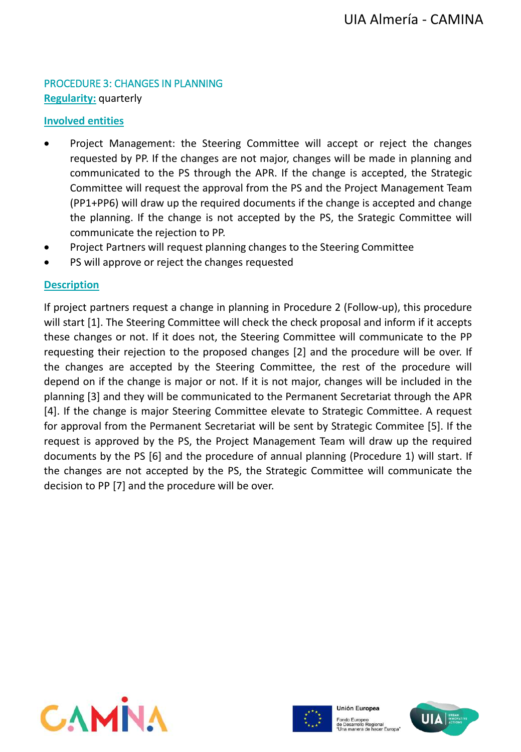### PROCEDURE 3: CHANGES IN PLANNING

**Regularity:** quarterly

**Involved entities**

- Project Management: the Steering Committee will accept or reject the changes requested by PP. If the changes are not major, changes will be made in planning and communicated to the PS through the APR. If the change is accepted, the Strategic Committee will request the approval from the PS and the Project Management Team (PP1+PP6) will draw up the required documents if the change is accepted and change the planning. If the change is not accepted by the PS, the Srategic Committee will communicate the rejection to PP.
- Project Partners will request planning changes to the Steering Committee
- PS will approve or reject the changes requested

**Description**

If project partners request a change in planning in Procedure 2 (Follow-up), this procedure will start [1]. The Steering Committee will check the check proposal and inform if it accepts these changes or not. If it does not, the Steering Committee will communicate to the PP requesting their rejection to the proposed changes [2] and the procedure will be over. If the changes are accepted by the Steering Committee, the rest of the procedure will depend on if the change is major or not. If it is not major, changes will be included in the planning [3] and they will be communicated to the Permanent Secretariat through the APR [4]. If the change is major Steering Committee elevate to Strategic Committee. A request for approval from the Permanent Secretariat will be sent by Strategic Commitee [5]. If the request is approved by the PS, the Project Management Team will draw up the required documents by the PS [6] and the procedure of annual planning (Procedure 1) will start. If the changes are not accepted by the PS, the Strategic Committee will communicate the decision to PP [7] and the procedure will be over.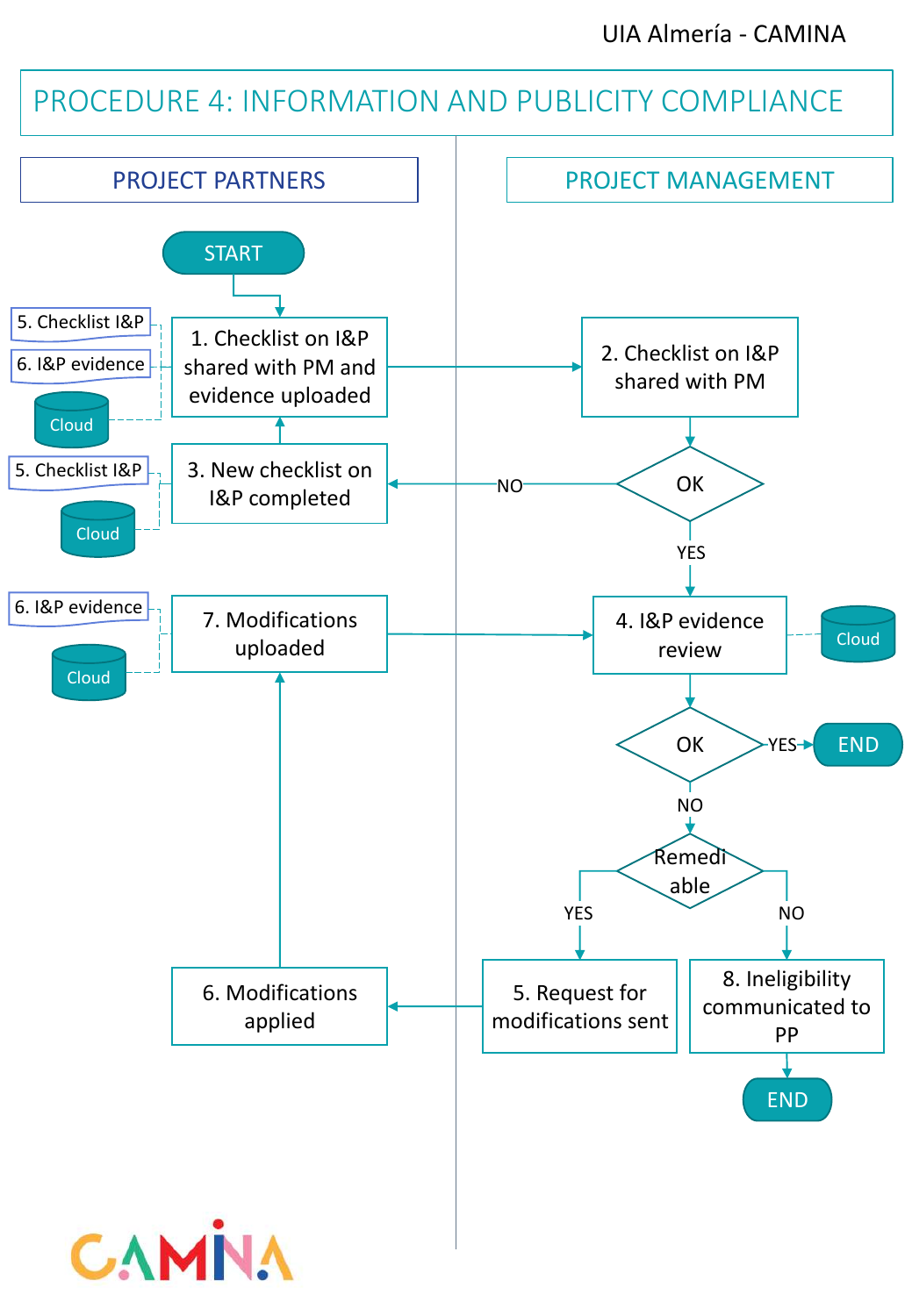# PROCEDURE 4: INFORMATION AND PUBLICITY COMPLIANCE

| PROJECT PARTNERS | PROJECT MANAGEMENT |
| --- | --- |
| START | |
| 1. Checklist on I&P shared with PM and evidence uploaded (5. Checklist I&P; 6. I&P evidence; Cloud) | 2. Checklist on I&P shared with PM |
| | OK? |
| 3. New checklist on I&P completed (5. Checklist I&P; Cloud) | NO → 3 |
| | YES → 4 |
| 7. Modifications uploaded (6. I&P evidence; Cloud) | 4. I&P evidence review (Cloud) |
| | OK? YES → END |
| | NO → Remediable? |
| | YES → 5. Request for modifications sent |
| 6. Modifications applied | NO → 8. Ineligibility communicated to PP → END |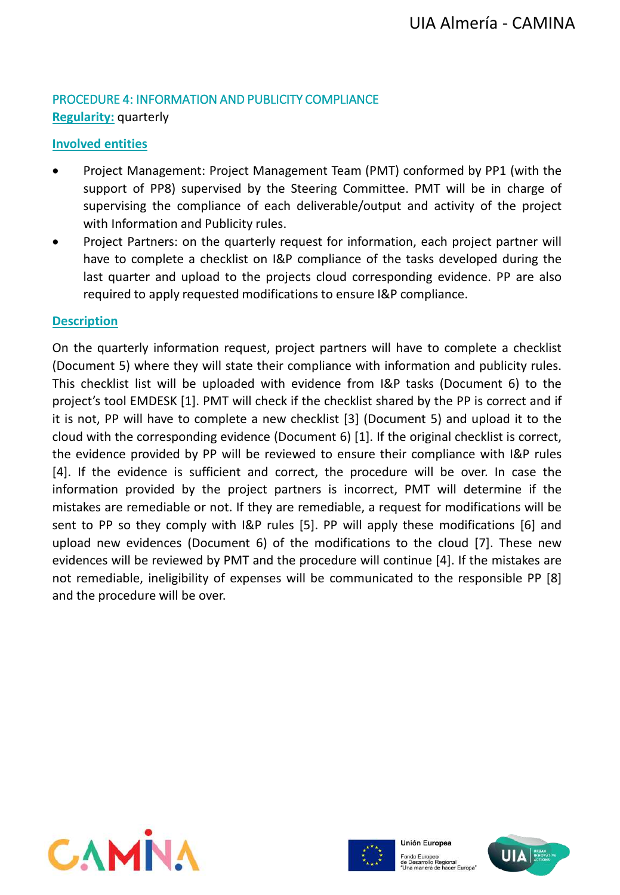## PROCEDURE 4: INFORMATION AND PUBLICITY COMPLIANCE

**Regularity:** quarterly

**Involved entities**

- Project Management: Project Management Team (PMT) conformed by PP1 (with the support of PP8) supervised by the Steering Committee. PMT will be in charge of supervising the compliance of each deliverable/output and activity of the project with Information and Publicity rules.
- Project Partners: on the quarterly request for information, each project partner will have to complete a checklist on I&P compliance of the tasks developed during the last quarter and upload to the projects cloud corresponding evidence. PP are also required to apply requested modifications to ensure I&P compliance.

**Description**

On the quarterly information request, project partners will have to complete a checklist (Document 5) where they will state their compliance with information and publicity rules. This checklist list will be uploaded with evidence from I&P tasks (Document 6) to the project's tool EMDESK [1]. PMT will check if the checklist shared by the PP is correct and if it is not, PP will have to complete a new checklist [3] (Document 5) and upload it to the cloud with the corresponding evidence (Document 6) [1]. If the original checklist is correct, the evidence provided by PP will be reviewed to ensure their compliance with I&P rules [4]. If the evidence is sufficient and correct, the procedure will be over. In case the information provided by the project partners is incorrect, PMT will determine if the mistakes are remediable or not. If they are remediable, a request for modifications will be sent to PP so they comply with I&P rules [5]. PP will apply these modifications [6] and upload new evidences (Document 6) of the modifications to the cloud [7]. These new evidences will be reviewed by PMT and the procedure will continue [4]. If the mistakes are not remediable, ineligibility of expenses will be communicated to the responsible PP [8] and the procedure will be over.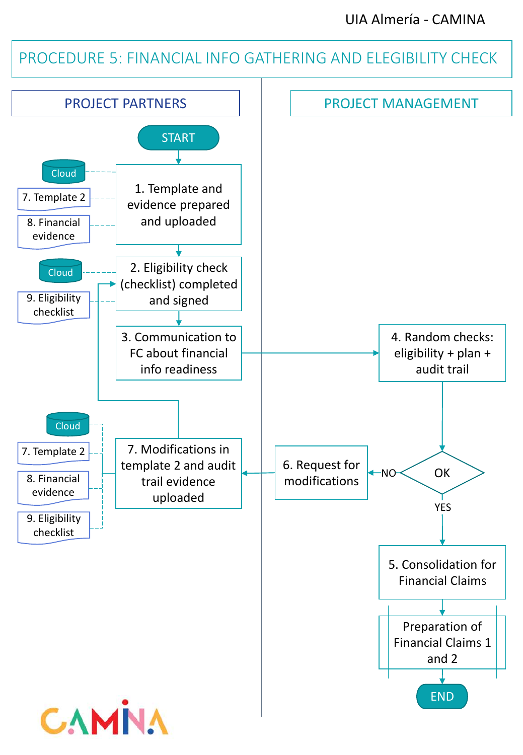UIA Almería - CAMINA

# PROCEDURE 5: FINANCIAL INFO GATHERING AND ELEGIBILITY CHECK

| PROJECT PARTNERS | PROJECT MANAGEMENT |
| --- | --- |
| START | |
| 1. Template and evidence prepared and uploaded (Cloud; 7. Template 2; 8. Financial evidence) | |
| 2. Eligibility check (checklist) completed and signed (Cloud; 9. Eligibility checklist) | |
| 3. Communication to FC about financial info readiness | 4. Random checks: eligibility + plan + audit trail |
| | OK → NO: 6. Request for modifications |
| 7. Modifications in template 2 and audit trail evidence uploaded (Cloud; 7. Template 2; 8. Financial evidence; 9. Eligibility checklist) → back to step 2 | |
| | OK → YES: 5. Consolidation for Financial Claims |
| | Preparation of Financial Claims 1 and 2 |
| | END |

CAMINA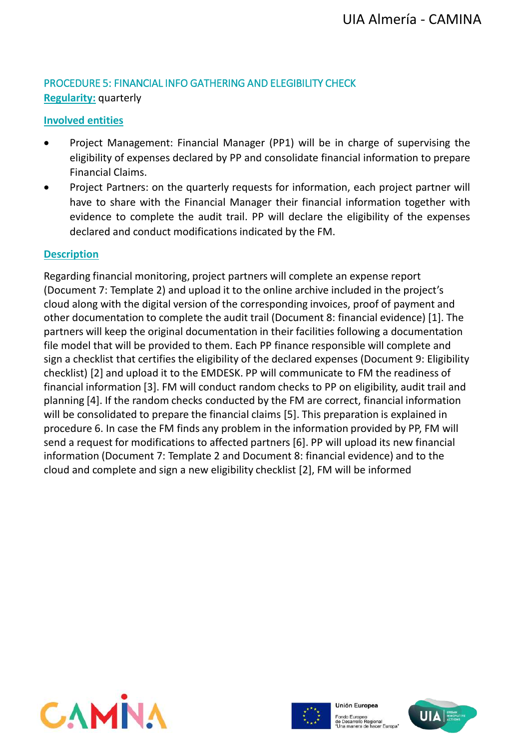### PROCEDURE 5: FINANCIAL INFO GATHERING AND ELEGIBILITY CHECK

**Regularity:** quarterly

**Involved entities**

- Project Management: Financial Manager (PP1) will be in charge of supervising the eligibility of expenses declared by PP and consolidate financial information to prepare Financial Claims.
- Project Partners: on the quarterly requests for information, each project partner will have to share with the Financial Manager their financial information together with evidence to complete the audit trail. PP will declare the eligibility of the expenses declared and conduct modifications indicated by the FM.

**Description**

Regarding financial monitoring, project partners will complete an expense report (Document 7: Template 2) and upload it to the online archive included in the project's cloud along with the digital version of the corresponding invoices, proof of payment and other documentation to complete the audit trail (Document 8: financial evidence) [1]. The partners will keep the original documentation in their facilities following a documentation file model that will be provided to them. Each PP finance responsible will complete and sign a checklist that certifies the eligibility of the declared expenses (Document 9: Eligibility checklist) [2] and upload it to the EMDESK. PP will communicate to FM the readiness of financial information [3]. FM will conduct random checks to PP on eligibility, audit trail and planning [4]. If the random checks conducted by the FM are correct, financial information will be consolidated to prepare the financial claims [5]. This preparation is explained in procedure 6. In case the FM finds any problem in the information provided by PP, FM will send a request for modifications to affected partners [6]. PP will upload its new financial information (Document 7: Template 2 and Document 8: financial evidence) and to the cloud and complete and sign a new eligibility checklist [2], FM will be informed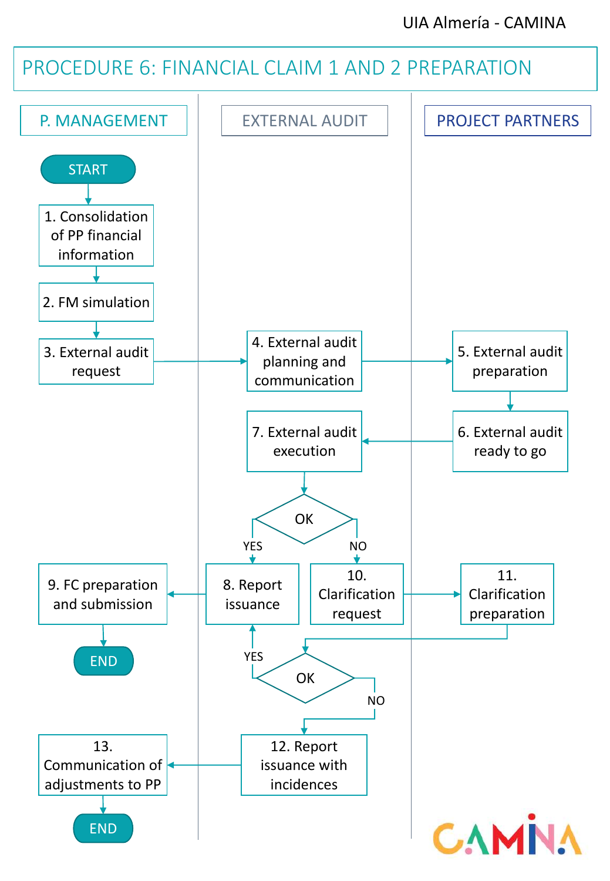UIA Almería - CAMINA

# PROCEDURE 6: FINANCIAL CLAIM 1 AND 2 PREPARATION

| P. MANAGEMENT | EXTERNAL AUDIT | PROJECT PARTNERS |
|---|---|---|
| START | | |
| 1. Consolidation of PP financial information | | |
| 2. FM simulation | | |
| 3. External audit request | 4. External audit planning and communication | 5. External audit preparation |
| | 7. External audit execution | 6. External audit ready to go |
| | OK (YES → 8; NO → 10) | |
| 9. FC preparation and submission | 8. Report issuance / 10. Clarification request | 11. Clarification preparation |
| END | OK (YES → 8; NO → 12) | |
| 13. Communication of adjustments to PP | 12. Report issuance with incidences | |
| END | | |

CAMINA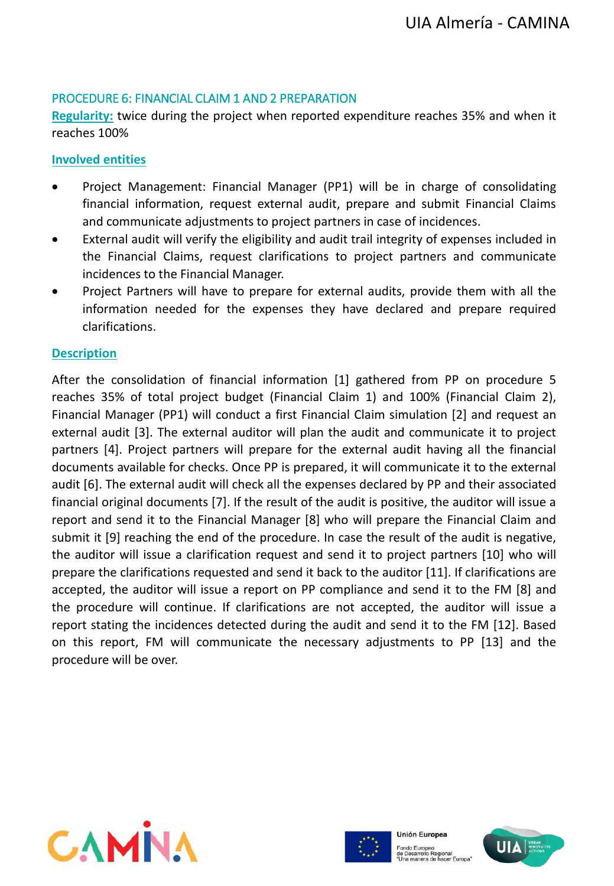## PROCEDURE 6: FINANCIAL CLAIM 1 AND 2 PREPARATION

**Regularity:** twice during the project when reported expenditure reaches 35% and when it reaches 100%

**Involved entities**

- Project Management: Financial Manager (PP1) will be in charge of consolidating financial information, request external audit, prepare and submit Financial Claims and communicate adjustments to project partners in case of incidences.
- External audit will verify the eligibility and audit trail integrity of expenses included in the Financial Claims, request clarifications to project partners and communicate incidences to the Financial Manager.
- Project Partners will have to prepare for external audits, provide them with all the information needed for the expenses they have declared and prepare required clarifications.

**Description**

After the consolidation of financial information [1] gathered from PP on procedure 5 reaches 35% of total project budget (Financial Claim 1) and 100% (Financial Claim 2), Financial Manager (PP1) will conduct a first Financial Claim simulation [2] and request an external audit [3]. The external auditor will plan the audit and communicate it to project partners [4]. Project partners will prepare for the external audit having all the financial documents available for checks. Once PP is prepared, it will communicate it to the external audit [6]. The external audit will check all the expenses declared by PP and their associated financial original documents [7]. If the result of the audit is positive, the auditor will issue a report and send it to the Financial Manager [8] who will prepare the Financial Claim and submit it [9] reaching the end of the procedure. In case the result of the audit is negative, the auditor will issue a clarification request and send it to project partners [10] who will prepare the clarifications requested and send it back to the auditor [11]. If clarifications are accepted, the auditor will issue a report on PP compliance and send it to the FM [8] and the procedure will continue. If clarifications are not accepted, the auditor will issue a report stating the incidences detected during the audit and send it to the FM [12]. Based on this report, FM will communicate the necessary adjustments to PP [13] and the procedure will be over.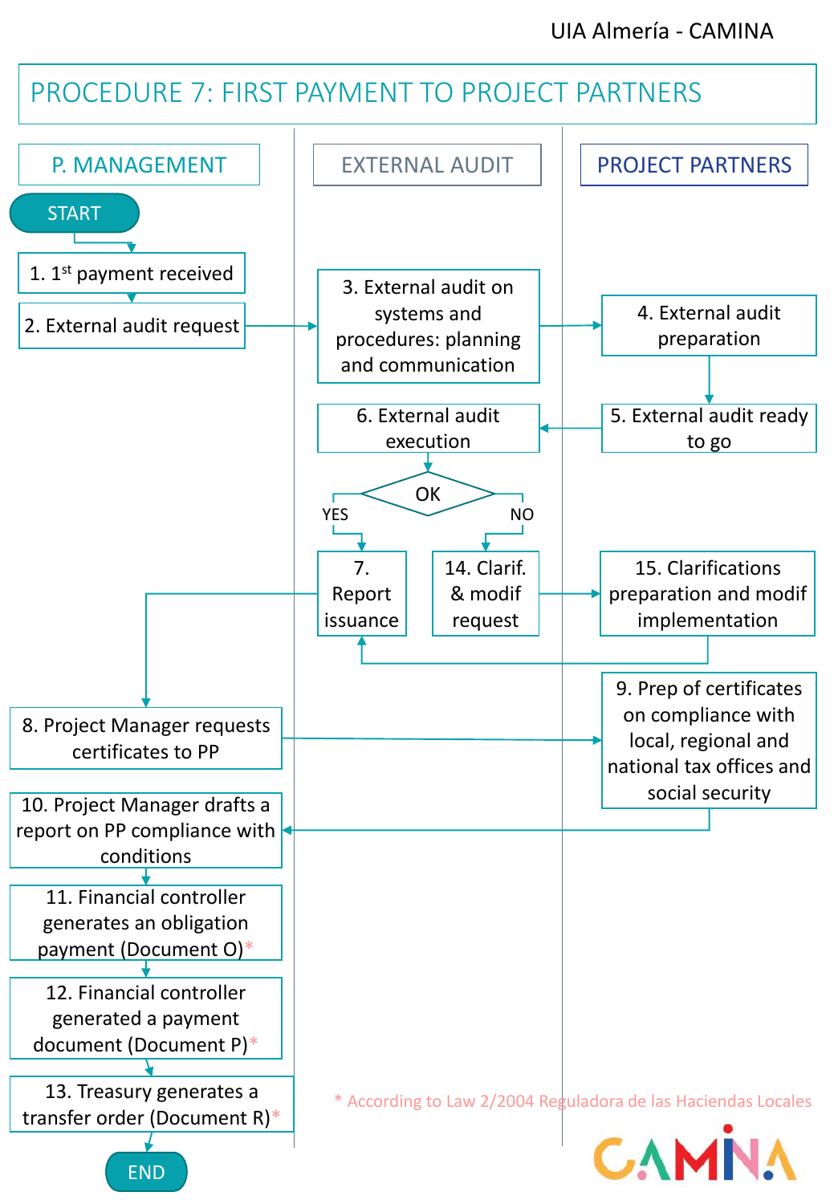UIA Almería - CAMINA

# PROCEDURE 7: FIRST PAYMENT TO PROJECT PARTNERS

| P. MANAGEMENT | EXTERNAL AUDIT | PROJECT PARTNERS |
|---|---|---|

START

1. 1st payment received
2. External audit request
3. External audit on systems and procedures: planning and communication
4. External audit preparation
5. External audit ready to go
6. External audit execution

OK — YES / NO

7. Report issuance
14. Clarif. & modif request
15. Clarifications preparation and modif implementation
8. Project Manager requests certificates to PP
9. Prep of certificates on compliance with local, regional and national tax offices and social security
10. Project Manager drafts a report on PP compliance with conditions
11. Financial controller generates an obligation payment (Document O)*
12. Financial controller generated a payment document (Document P)*
13. Treasury generates a transfer order (Document R)*

END

* According to Law 2/2004 Reguladora de las Haciendas Locales

CAMINA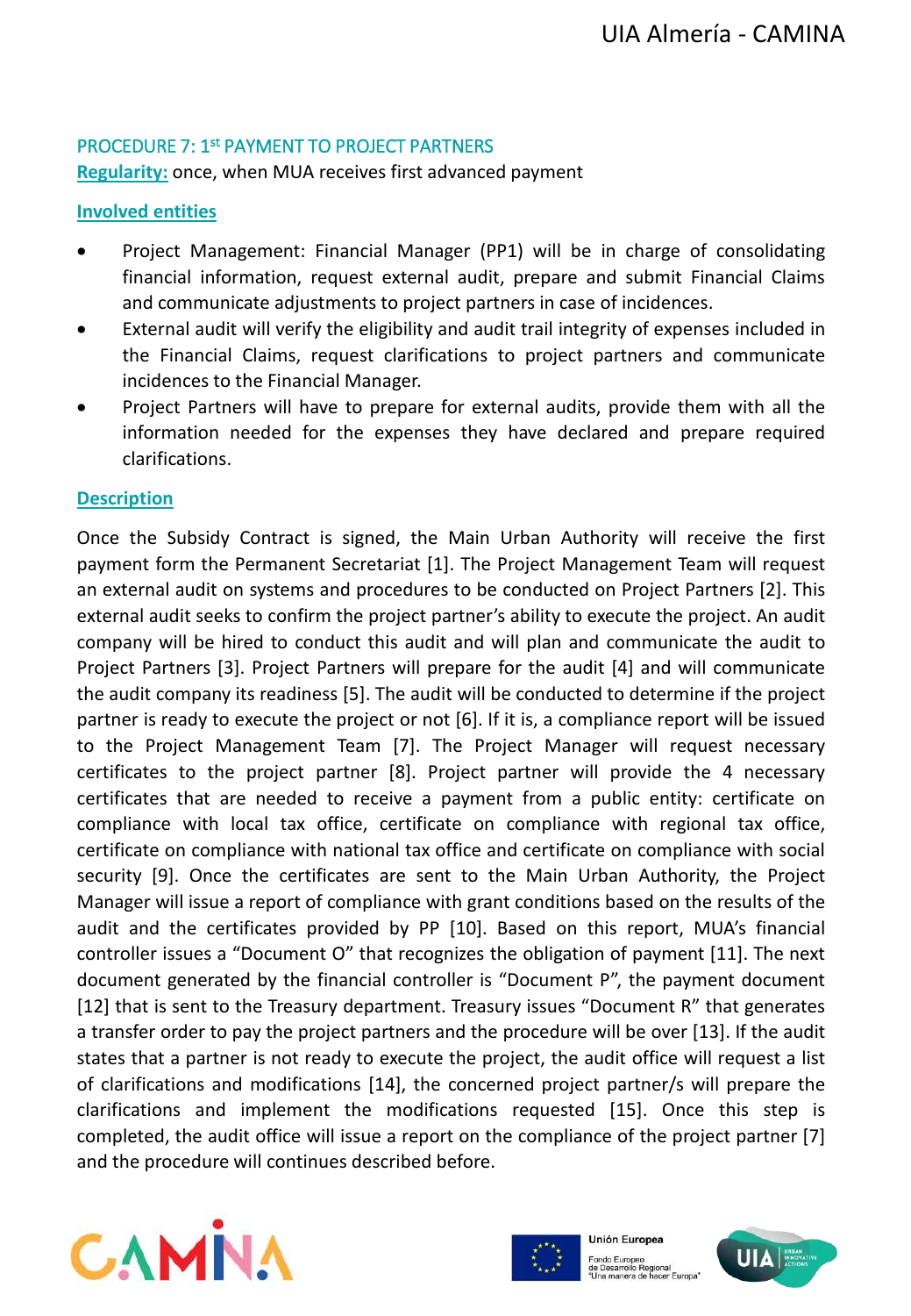### PROCEDURE 7: 1st PAYMENT TO PROJECT PARTNERS

**Regularity:** once, when MUA receives first advanced payment

**Involved entities**

- Project Management: Financial Manager (PP1) will be in charge of consolidating financial information, request external audit, prepare and submit Financial Claims and communicate adjustments to project partners in case of incidences.
- External audit will verify the eligibility and audit trail integrity of expenses included in the Financial Claims, request clarifications to project partners and communicate incidences to the Financial Manager.
- Project Partners will have to prepare for external audits, provide them with all the information needed for the expenses they have declared and prepare required clarifications.

**Description**

Once the Subsidy Contract is signed, the Main Urban Authority will receive the first payment form the Permanent Secretariat [1]. The Project Management Team will request an external audit on systems and procedures to be conducted on Project Partners [2]. This external audit seeks to confirm the project partner's ability to execute the project. An audit company will be hired to conduct this audit and will plan and communicate the audit to Project Partners [3]. Project Partners will prepare for the audit [4] and will communicate the audit company its readiness [5]. The audit will be conducted to determine if the project partner is ready to execute the project or not [6]. If it is, a compliance report will be issued to the Project Management Team [7]. The Project Manager will request necessary certificates to the project partner [8]. Project partner will provide the 4 necessary certificates that are needed to receive a payment from a public entity: certificate on compliance with local tax office, certificate on compliance with regional tax office, certificate on compliance with national tax office and certificate on compliance with social security [9]. Once the certificates are sent to the Main Urban Authority, the Project Manager will issue a report of compliance with grant conditions based on the results of the audit and the certificates provided by PP [10]. Based on this report, MUA's financial controller issues a "Document O" that recognizes the obligation of payment [11]. The next document generated by the financial controller is "Document P", the payment document [12] that is sent to the Treasury department. Treasury issues "Document R" that generates a transfer order to pay the project partners and the procedure will be over [13]. If the audit states that a partner is not ready to execute the project, the audit office will request a list of clarifications and modifications [14], the concerned project partner/s will prepare the clarifications and implement the modifications requested [15]. Once this step is completed, the audit office will issue a report on the compliance of the project partner [7] and the procedure will continues described before.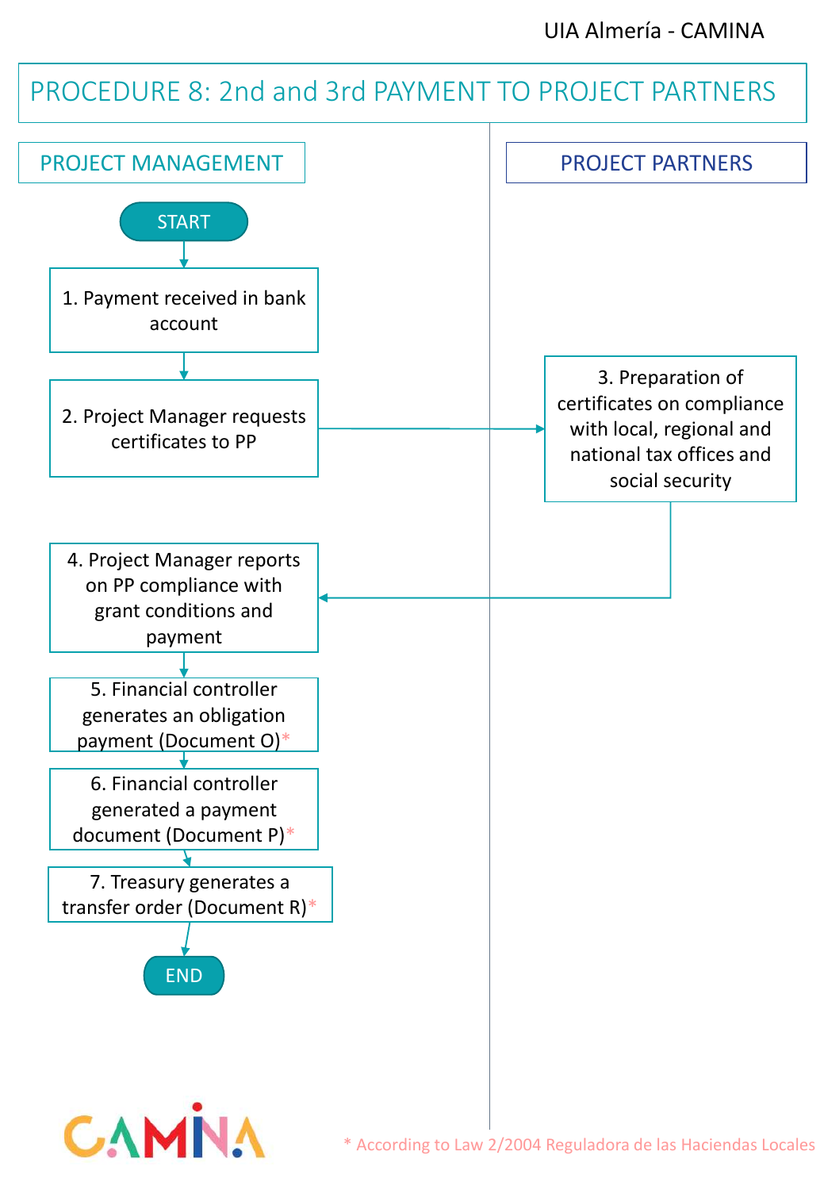UIA Almería - CAMINA

# PROCEDURE 8: 2nd and 3rd PAYMENT TO PROJECT PARTNERS

## PROJECT MANAGEMENT

START

1. Payment received in bank account
2. Project Manager requests certificates to PP
4. Project Manager reports on PP compliance with grant conditions and payment
5. Financial controller generates an obligation payment (Document O)*
6. Financial controller generated a payment document (Document P)*
7. Treasury generates a transfer order (Document R)*

END

## PROJECT PARTNERS

3. Preparation of certificates on compliance with local, regional and national tax offices and social security

CAMINA

* According to Law 2/2004 Reguladora de las Haciendas Locales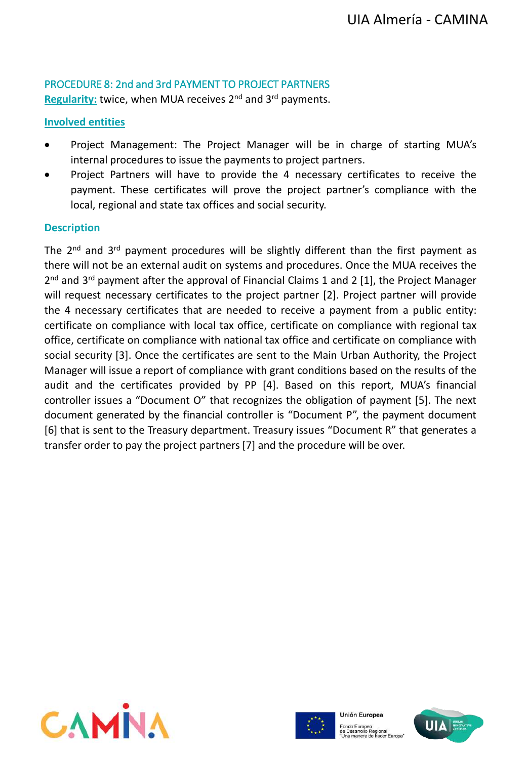## PROCEDURE 8: 2nd and 3rd PAYMENT TO PROJECT PARTNERS

**Regularity:** twice, when MUA receives 2nd and 3rd payments.

**Involved entities**

- Project Management: The Project Manager will be in charge of starting MUA's internal procedures to issue the payments to project partners.
- Project Partners will have to provide the 4 necessary certificates to receive the payment. These certificates will prove the project partner's compliance with the local, regional and state tax offices and social security.

**Description**

The 2nd and 3rd payment procedures will be slightly different than the first payment as there will not be an external audit on systems and procedures. Once the MUA receives the 2nd and 3rd payment after the approval of Financial Claims 1 and 2 [1], the Project Manager will request necessary certificates to the project partner [2]. Project partner will provide the 4 necessary certificates that are needed to receive a payment from a public entity: certificate on compliance with local tax office, certificate on compliance with regional tax office, certificate on compliance with national tax office and certificate on compliance with social security [3]. Once the certificates are sent to the Main Urban Authority, the Project Manager will issue a report of compliance with grant conditions based on the results of the audit and the certificates provided by PP [4]. Based on this report, MUA's financial controller issues a "Document O" that recognizes the obligation of payment [5]. The next document generated by the financial controller is "Document P", the payment document [6] that is sent to the Treasury department. Treasury issues "Document R" that generates a transfer order to pay the project partners [7] and the procedure will be over.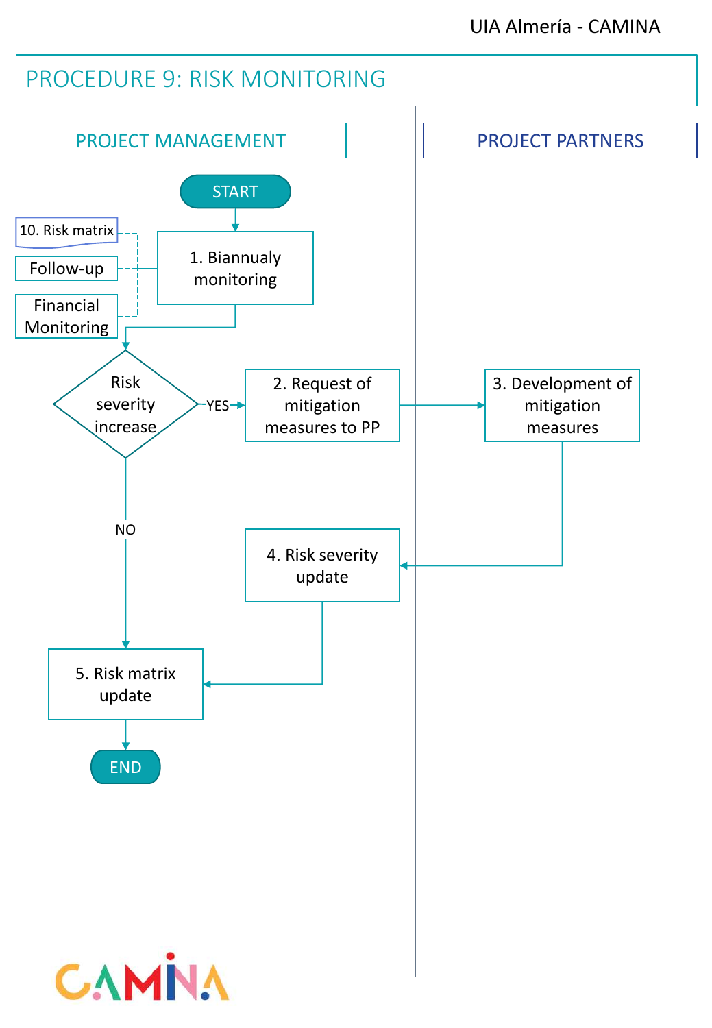# PROCEDURE 9: RISK MONITORING

| PROJECT MANAGEMENT | PROJECT PARTNERS |
| --- | --- |
| START | |
| 1. Biannualy monitoring (10. Risk matrix; Follow-up; Financial Monitoring) | |
| Risk severity increase — YES → 2. Request of mitigation measures to PP | 3. Development of mitigation measures |
| 4. Risk severity update | |
| Risk severity increase — NO → 5. Risk matrix update | |
| END | |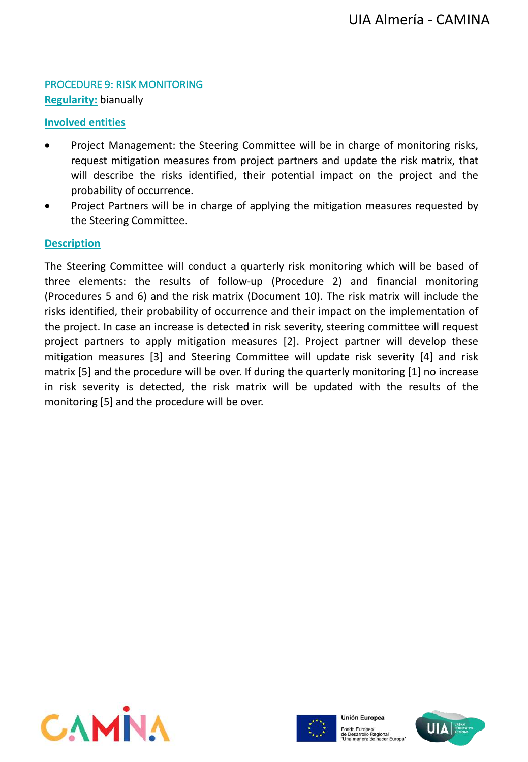## PROCEDURE 9: RISK MONITORING

**Regularity:** bianually

**Involved entities**

- Project Management: the Steering Committee will be in charge of monitoring risks, request mitigation measures from project partners and update the risk matrix, that will describe the risks identified, their potential impact on the project and the probability of occurrence.
- Project Partners will be in charge of applying the mitigation measures requested by the Steering Committee.

**Description**

The Steering Committee will conduct a quarterly risk monitoring which will be based of three elements: the results of follow-up (Procedure 2) and financial monitoring (Procedures 5 and 6) and the risk matrix (Document 10). The risk matrix will include the risks identified, their probability of occurrence and their impact on the implementation of the project. In case an increase is detected in risk severity, steering committee will request project partners to apply mitigation measures [2]. Project partner will develop these mitigation measures [3] and Steering Committee will update risk severity [4] and risk matrix [5] and the procedure will be over. If during the quarterly monitoring [1] no increase in risk severity is detected, the risk matrix will be updated with the results of the monitoring [5] and the procedure will be over.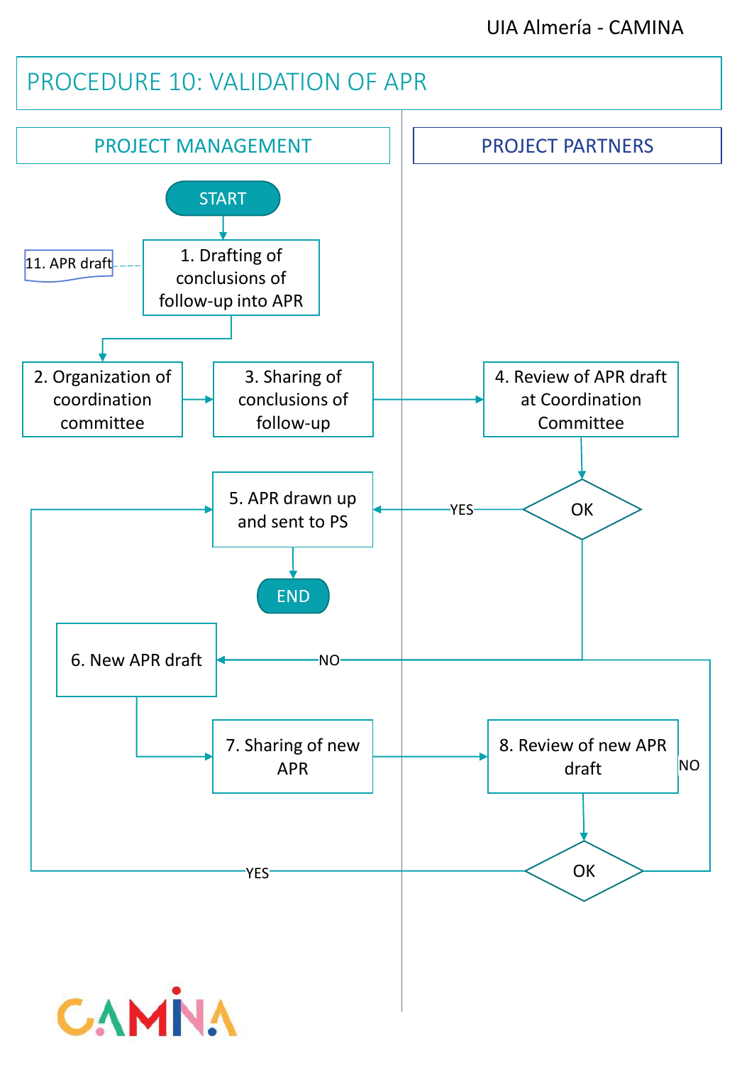# PROCEDURE 10: VALIDATION OF APR

| PROJECT MANAGEMENT | PROJECT PARTNERS |
|---|---|
| START | |
| 1. Drafting of conclusions of follow-up into APR (11. APR draft) | |
| 2. Organization of coordination committee | |
| 3. Sharing of conclusions of follow-up | 4. Review of APR draft at Coordination Committee |
| 5. APR drawn up and sent to PS | OK (YES → 5; NO → 6) |
| END | |
| 6. New APR draft | |
| 7. Sharing of new APR | 8. Review of new APR draft |
| | OK (YES → 5; NO → 6) |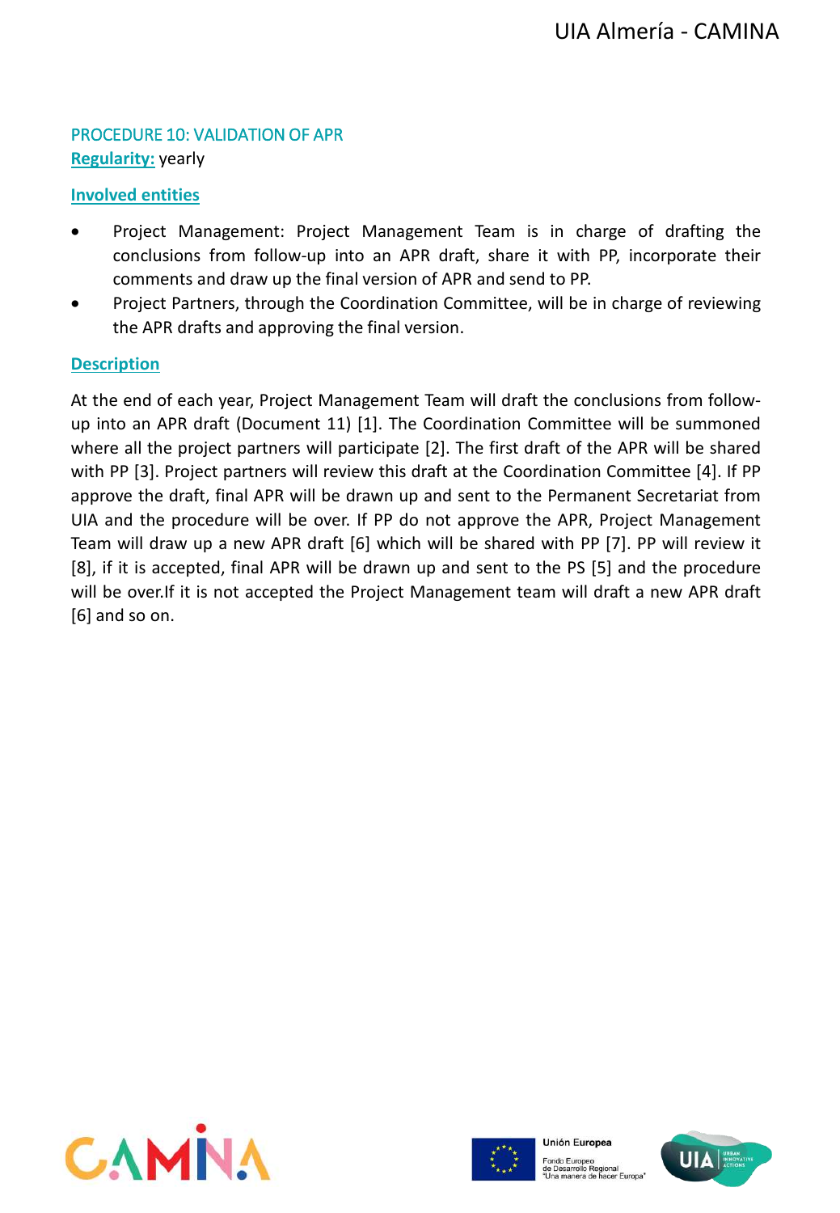## PROCEDURE 10: VALIDATION OF APR

**Regularity:** yearly

**Involved entities**

- Project Management: Project Management Team is in charge of drafting the conclusions from follow-up into an APR draft, share it with PP, incorporate their comments and draw up the final version of APR and send to PP.
- Project Partners, through the Coordination Committee, will be in charge of reviewing the APR drafts and approving the final version.

**Description**

At the end of each year, Project Management Team will draft the conclusions from follow-up into an APR draft (Document 11) [1]. The Coordination Committee will be summoned where all the project partners will participate [2]. The first draft of the APR will be shared with PP [3]. Project partners will review this draft at the Coordination Committee [4]. If PP approve the draft, final APR will be drawn up and sent to the Permanent Secretariat from UIA and the procedure will be over. If PP do not approve the APR, Project Management Team will draw up a new APR draft [6] which will be shared with PP [7]. PP will review it [8], if it is accepted, final APR will be drawn up and sent to the PS [5] and the procedure will be over.If it is not accepted the Project Management team will draft a new APR draft [6] and so on.